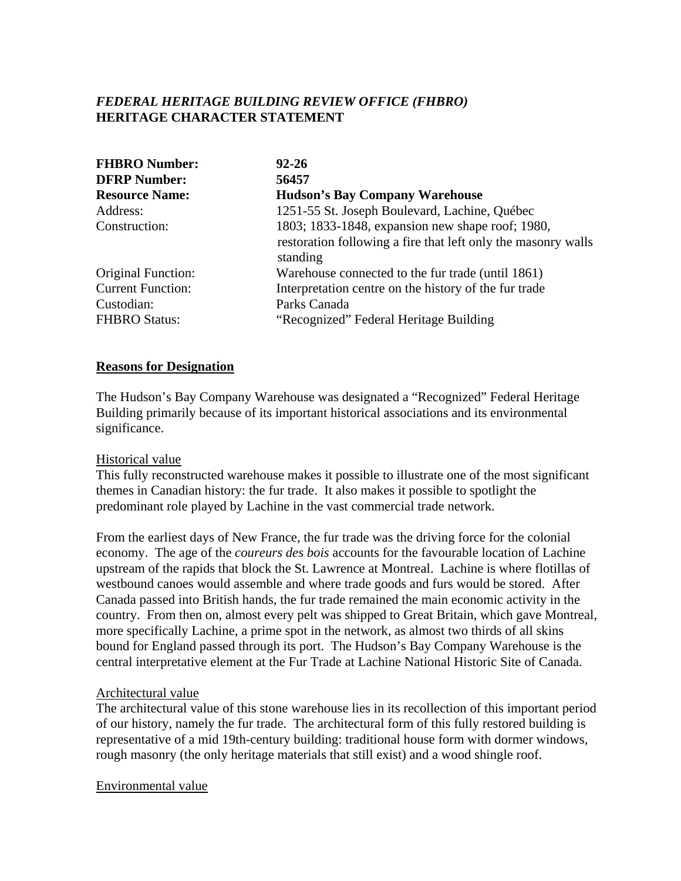# *FEDERAL HERITAGE BUILDING REVIEW OFFICE (FHBRO)*
## HERITAGE CHARACTER STATEMENT

| | |
|---|---|
| **FHBRO Number:** | **92-26** |
| **DFRP Number:** | **56457** |
| **Resource Name:** | **Hudson's Bay Company Warehouse** |
| Address: | 1251-55 St. Joseph Boulevard, Lachine, Québec |
| Construction: | 1803; 1833-1848, expansion new shape roof; 1980, restoration following a fire that left only the masonry walls standing |
| Original Function: | Warehouse connected to the fur trade (until 1861) |
| Current Function: | Interpretation centre on the history of the fur trade |
| Custodian: | Parks Canada |
| FHBRO Status: | "Recognized" Federal Heritage Building |

### **Reasons for Designation**

The Hudson's Bay Company Warehouse was designated a "Recognized" Federal Heritage Building primarily because of its important historical associations and its environmental significance.

#### Historical value

This fully reconstructed warehouse makes it possible to illustrate one of the most significant themes in Canadian history: the fur trade. It also makes it possible to spotlight the predominant role played by Lachine in the vast commercial trade network.

From the earliest days of New France, the fur trade was the driving force for the colonial economy. The age of the *coureurs des bois* accounts for the favourable location of Lachine upstream of the rapids that block the St. Lawrence at Montreal. Lachine is where flotillas of westbound canoes would assemble and where trade goods and furs would be stored. After Canada passed into British hands, the fur trade remained the main economic activity in the country. From then on, almost every pelt was shipped to Great Britain, which gave Montreal, more specifically Lachine, a prime spot in the network, as almost two thirds of all skins bound for England passed through its port. The Hudson's Bay Company Warehouse is the central interpretative element at the Fur Trade at Lachine National Historic Site of Canada.

#### Architectural value

The architectural value of this stone warehouse lies in its recollection of this important period of our history, namely the fur trade. The architectural form of this fully restored building is representative of a mid 19th-century building: traditional house form with dormer windows, rough masonry (the only heritage materials that still exist) and a wood shingle roof.

#### Environmental value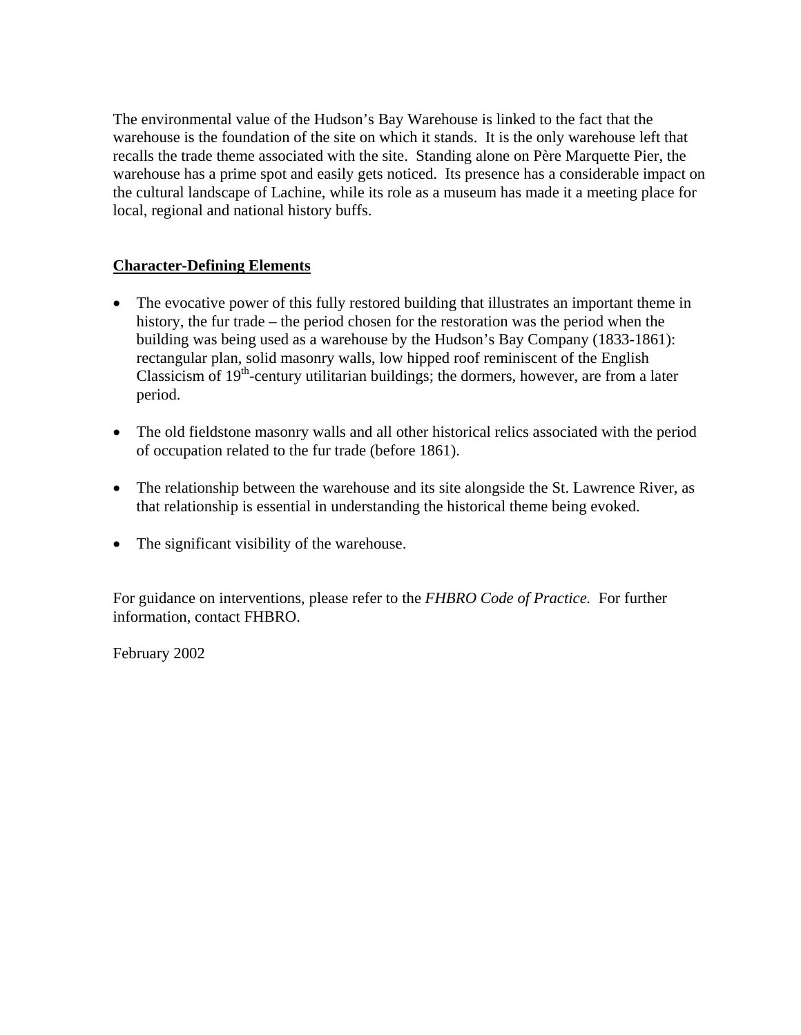The environmental value of the Hudson's Bay Warehouse is linked to the fact that the warehouse is the foundation of the site on which it stands. It is the only warehouse left that recalls the trade theme associated with the site. Standing alone on Père Marquette Pier, the warehouse has a prime spot and easily gets noticed. Its presence has a considerable impact on the cultural landscape of Lachine, while its role as a museum has made it a meeting place for local, regional and national history buffs.

## Character-Defining Elements

- The evocative power of this fully restored building that illustrates an important theme in history, the fur trade – the period chosen for the restoration was the period when the building was being used as a warehouse by the Hudson's Bay Company (1833-1861): rectangular plan, solid masonry walls, low hipped roof reminiscent of the English Classicism of 19th-century utilitarian buildings; the dormers, however, are from a later period.

- The old fieldstone masonry walls and all other historical relics associated with the period of occupation related to the fur trade (before 1861).

- The relationship between the warehouse and its site alongside the St. Lawrence River, as that relationship is essential in understanding the historical theme being evoked.

- The significant visibility of the warehouse.

For guidance on interventions, please refer to the *FHBRO Code of Practice.* For further information, contact FHBRO.

February 2002